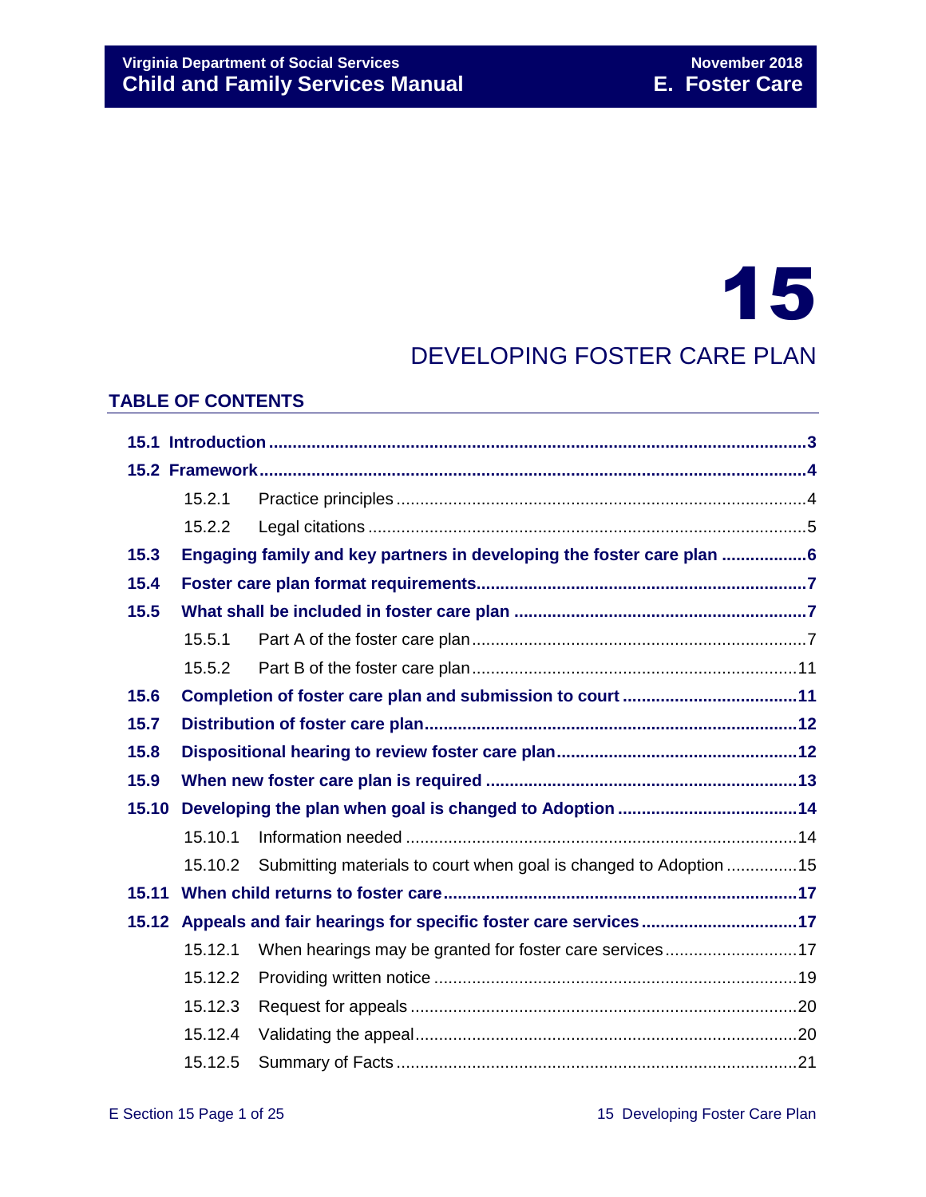# 15

## DEVELOPING FOSTER CARE PLAN

### TABLE OF CONTENTS

**15.1 Introduction** ..... 3

**15.2 Framework** ..... 4

- 15.2.1 Practice principles ..... 4
- 15.2.2 Legal citations ..... 5

**15.3 Engaging family and key partners in developing the foster care plan** ..... 6

**15.4 Foster care plan format requirements** ..... 7

**15.5 What shall be included in foster care plan** ..... 7

- 15.5.1 Part A of the foster care plan ..... 7
- 15.5.2 Part B of the foster care plan ..... 11

**15.6 Completion of foster care plan and submission to court** ..... 11

**15.7 Distribution of foster care plan** ..... 12

**15.8 Dispositional hearing to review foster care plan** ..... 12

**15.9 When new foster care plan is required** ..... 13

**15.10 Developing the plan when goal is changed to Adoption** ..... 14

- 15.10.1 Information needed ..... 14
- 15.10.2 Submitting materials to court when goal is changed to Adoption ..... 15

**15.11 When child returns to foster care** ..... 17

**15.12 Appeals and fair hearings for specific foster care services** ..... 17

- 15.12.1 When hearings may be granted for foster care services ..... 17
- 15.12.2 Providing written notice ..... 19
- 15.12.3 Request for appeals ..... 20
- 15.12.4 Validating the appeal ..... 20
- 15.12.5 Summary of Facts ..... 21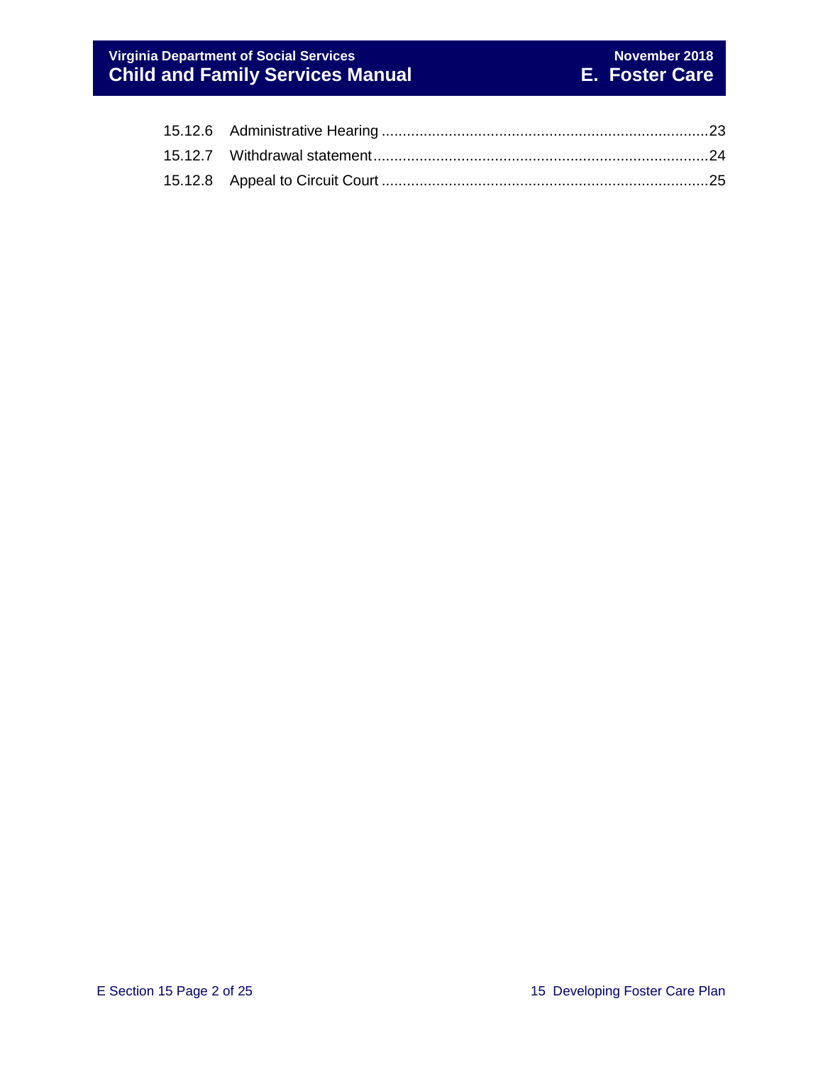15.12.6 Administrative Hearing ............................................................................23

15.12.7 Withdrawal statement...............................................................................24

15.12.8 Appeal to Circuit Court ............................................................................25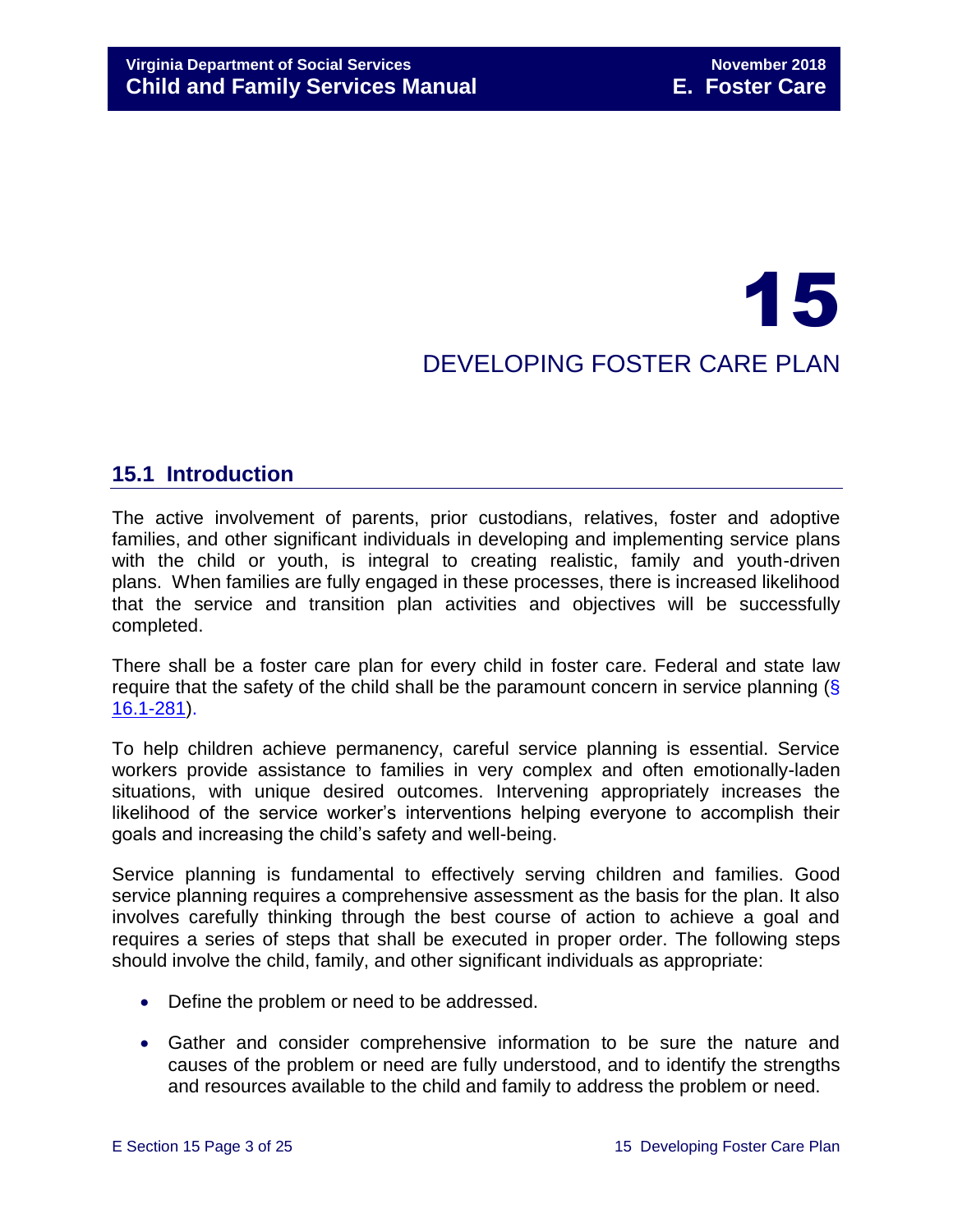# 15 DEVELOPING FOSTER CARE PLAN

## 15.1 Introduction

The active involvement of parents, prior custodians, relatives, foster and adoptive families, and other significant individuals in developing and implementing service plans with the child or youth, is integral to creating realistic, family and youth-driven plans. When families are fully engaged in these processes, there is increased likelihood that the service and transition plan activities and objectives will be successfully completed.

There shall be a foster care plan for every child in foster care. Federal and state law require that the safety of the child shall be the paramount concern in service planning (§ 16.1-281).

To help children achieve permanency, careful service planning is essential. Service workers provide assistance to families in very complex and often emotionally-laden situations, with unique desired outcomes. Intervening appropriately increases the likelihood of the service worker's interventions helping everyone to accomplish their goals and increasing the child's safety and well-being.

Service planning is fundamental to effectively serving children and families. Good service planning requires a comprehensive assessment as the basis for the plan. It also involves carefully thinking through the best course of action to achieve a goal and requires a series of steps that shall be executed in proper order. The following steps should involve the child, family, and other significant individuals as appropriate:

- Define the problem or need to be addressed.
- Gather and consider comprehensive information to be sure the nature and causes of the problem or need are fully understood, and to identify the strengths and resources available to the child and family to address the problem or need.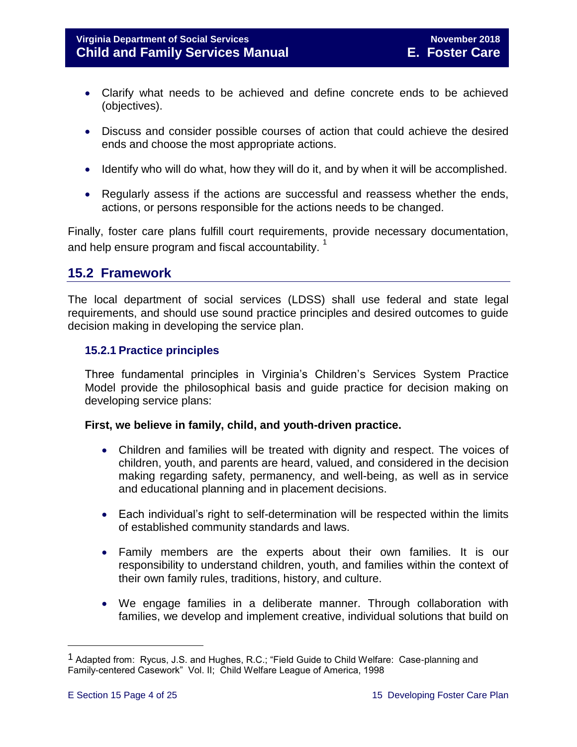- Clarify what needs to be achieved and define concrete ends to be achieved (objectives).

- Discuss and consider possible courses of action that could achieve the desired ends and choose the most appropriate actions.

- Identify who will do what, how they will do it, and by when it will be accomplished.

- Regularly assess if the actions are successful and reassess whether the ends, actions, or persons responsible for the actions needs to be changed.

Finally, foster care plans fulfill court requirements, provide necessary documentation, and help ensure program and fiscal accountability. [1]

## 15.2 Framework

The local department of social services (LDSS) shall use federal and state legal requirements, and should use sound practice principles and desired outcomes to guide decision making in developing the service plan.

### 15.2.1 Practice principles

Three fundamental principles in Virginia's Children's Services System Practice Model provide the philosophical basis and guide practice for decision making on developing service plans:

**First, we believe in family, child, and youth-driven practice.**

- Children and families will be treated with dignity and respect. The voices of children, youth, and parents are heard, valued, and considered in the decision making regarding safety, permanency, and well-being, as well as in service and educational planning and in placement decisions.

- Each individual's right to self-determination will be respected within the limits of established community standards and laws.

- Family members are the experts about their own families. It is our responsibility to understand children, youth, and families within the context of their own family rules, traditions, history, and culture.

- We engage families in a deliberate manner. Through collaboration with families, we develop and implement creative, individual solutions that build on

---

[1] Adapted from: Rycus, J.S. and Hughes, R.C.; "Field Guide to Child Welfare: Case-planning and Family-centered Casework" Vol. II; Child Welfare League of America, 1998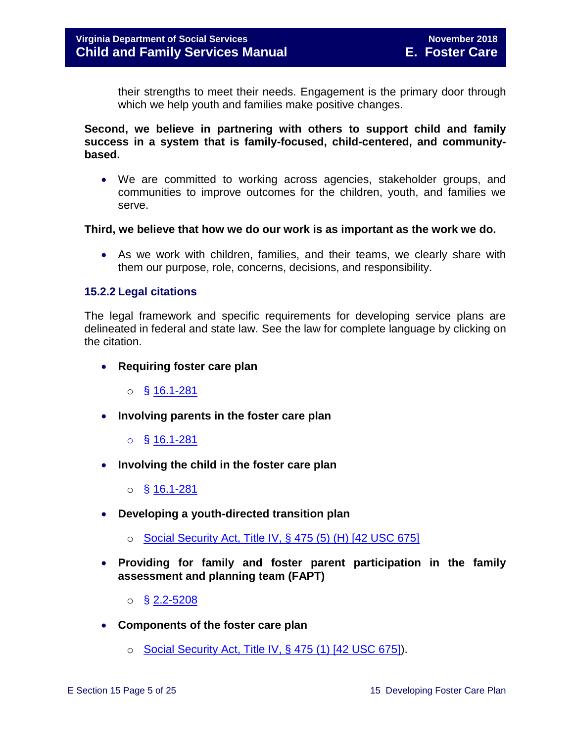their strengths to meet their needs. Engagement is the primary door through which we help youth and families make positive changes.

**Second, we believe in partnering with others to support child and family success in a system that is family-focused, child-centered, and community-based.**

- We are committed to working across agencies, stakeholder groups, and communities to improve outcomes for the children, youth, and families we serve.

**Third, we believe that how we do our work is as important as the work we do.**

- As we work with children, families, and their teams, we clearly share with them our purpose, role, concerns, decisions, and responsibility.

### 15.2.2 Legal citations

The legal framework and specific requirements for developing service plans are delineated in federal and state law. See the law for complete language by clicking on the citation.

- **Requiring foster care plan**
    - § 16.1-281
- **Involving parents in the foster care plan**
    - § 16.1-281
- **Involving the child in the foster care plan**
    - § 16.1-281
- **Developing a youth-directed transition plan**
    - Social Security Act, Title IV, § 475 (5) (H) [42 USC 675]
- **Providing for family and foster parent participation in the family assessment and planning team (FAPT)**
    - § 2.2-5208
- **Components of the foster care plan**
    - Social Security Act, Title IV, § 475 (1) [42 USC 675]).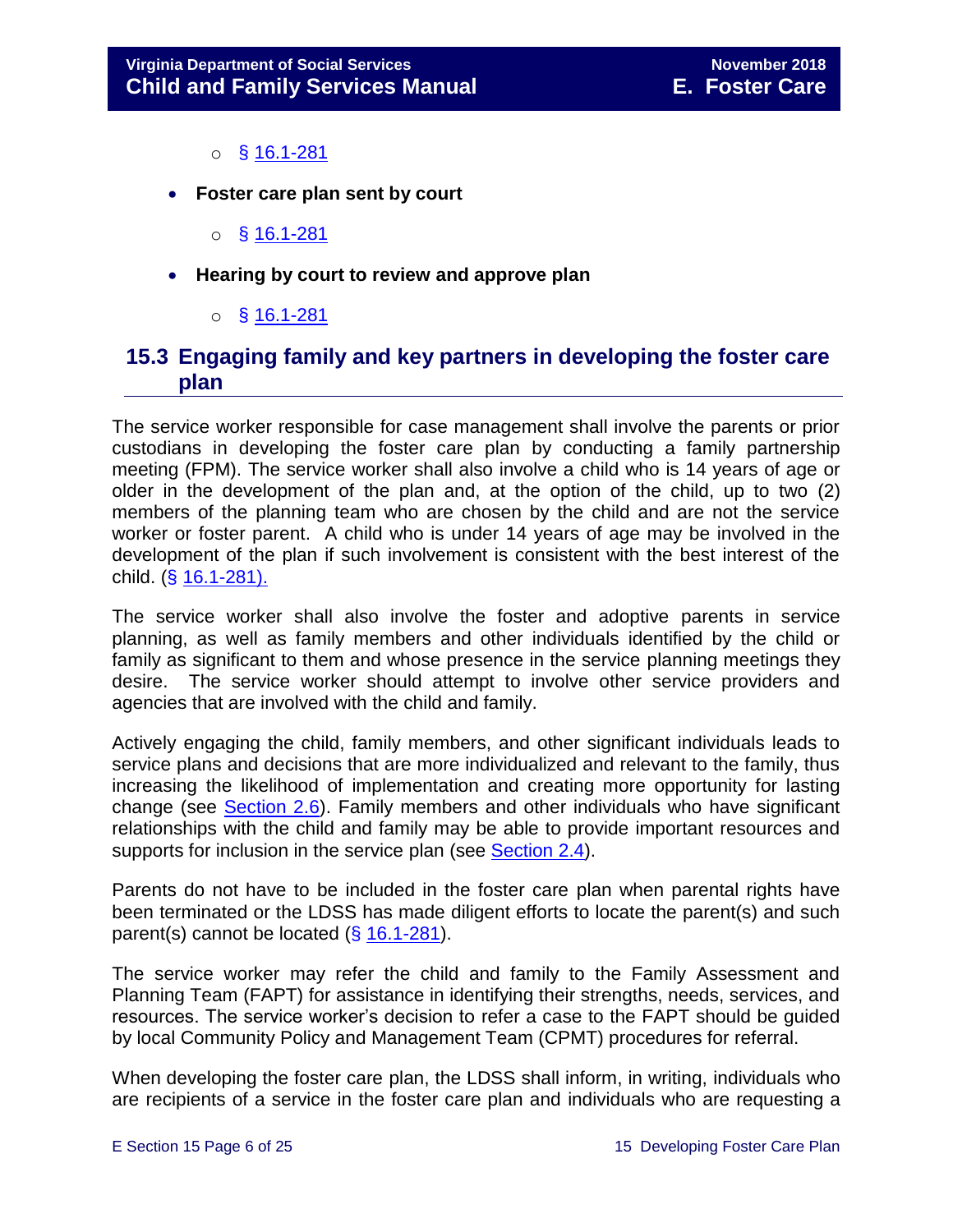- § 16.1-281

- **Foster care plan sent by court**
  - § 16.1-281

- **Hearing by court to review and approve plan**
  - § 16.1-281

## 15.3 Engaging family and key partners in developing the foster care plan

The service worker responsible for case management shall involve the parents or prior custodians in developing the foster care plan by conducting a family partnership meeting (FPM). The service worker shall also involve a child who is 14 years of age or older in the development of the plan and, at the option of the child, up to two (2) members of the planning team who are chosen by the child and are not the service worker or foster parent. A child who is under 14 years of age may be involved in the development of the plan if such involvement is consistent with the best interest of the child. (§ 16.1-281).

The service worker shall also involve the foster and adoptive parents in service planning, as well as family members and other individuals identified by the child or family as significant to them and whose presence in the service planning meetings they desire. The service worker should attempt to involve other service providers and agencies that are involved with the child and family.

Actively engaging the child, family members, and other significant individuals leads to service plans and decisions that are more individualized and relevant to the family, thus increasing the likelihood of implementation and creating more opportunity for lasting change (see Section 2.6). Family members and other individuals who have significant relationships with the child and family may be able to provide important resources and supports for inclusion in the service plan (see Section 2.4).

Parents do not have to be included in the foster care plan when parental rights have been terminated or the LDSS has made diligent efforts to locate the parent(s) and such parent(s) cannot be located (§ 16.1-281).

The service worker may refer the child and family to the Family Assessment and Planning Team (FAPT) for assistance in identifying their strengths, needs, services, and resources. The service worker's decision to refer a case to the FAPT should be guided by local Community Policy and Management Team (CPMT) procedures for referral.

When developing the foster care plan, the LDSS shall inform, in writing, individuals who are recipients of a service in the foster care plan and individuals who are requesting a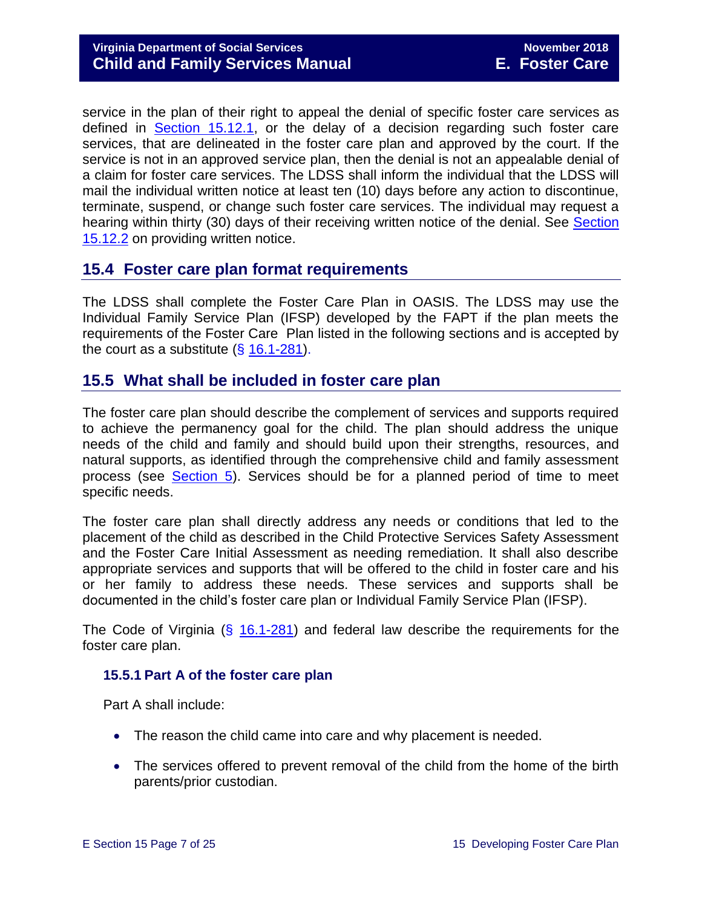service in the plan of their right to appeal the denial of specific foster care services as defined in Section 15.12.1, or the delay of a decision regarding such foster care services, that are delineated in the foster care plan and approved by the court. If the service is not in an approved service plan, then the denial is not an appealable denial of a claim for foster care services. The LDSS shall inform the individual that the LDSS will mail the individual written notice at least ten (10) days before any action to discontinue, terminate, suspend, or change such foster care services. The individual may request a hearing within thirty (30) days of their receiving written notice of the denial. See Section 15.12.2 on providing written notice.

## 15.4 Foster care plan format requirements

The LDSS shall complete the Foster Care Plan in OASIS. The LDSS may use the Individual Family Service Plan (IFSP) developed by the FAPT if the plan meets the requirements of the Foster Care Plan listed in the following sections and is accepted by the court as a substitute (§ 16.1-281).

## 15.5 What shall be included in foster care plan

The foster care plan should describe the complement of services and supports required to achieve the permanency goal for the child. The plan should address the unique needs of the child and family and should build upon their strengths, resources, and natural supports, as identified through the comprehensive child and family assessment process (see Section 5). Services should be for a planned period of time to meet specific needs.

The foster care plan shall directly address any needs or conditions that led to the placement of the child as described in the Child Protective Services Safety Assessment and the Foster Care Initial Assessment as needing remediation. It shall also describe appropriate services and supports that will be offered to the child in foster care and his or her family to address these needs. These services and supports shall be documented in the child's foster care plan or Individual Family Service Plan (IFSP).

The Code of Virginia (§ 16.1-281) and federal law describe the requirements for the foster care plan.

### 15.5.1 Part A of the foster care plan

Part A shall include:

- The reason the child came into care and why placement is needed.
- The services offered to prevent removal of the child from the home of the birth parents/prior custodian.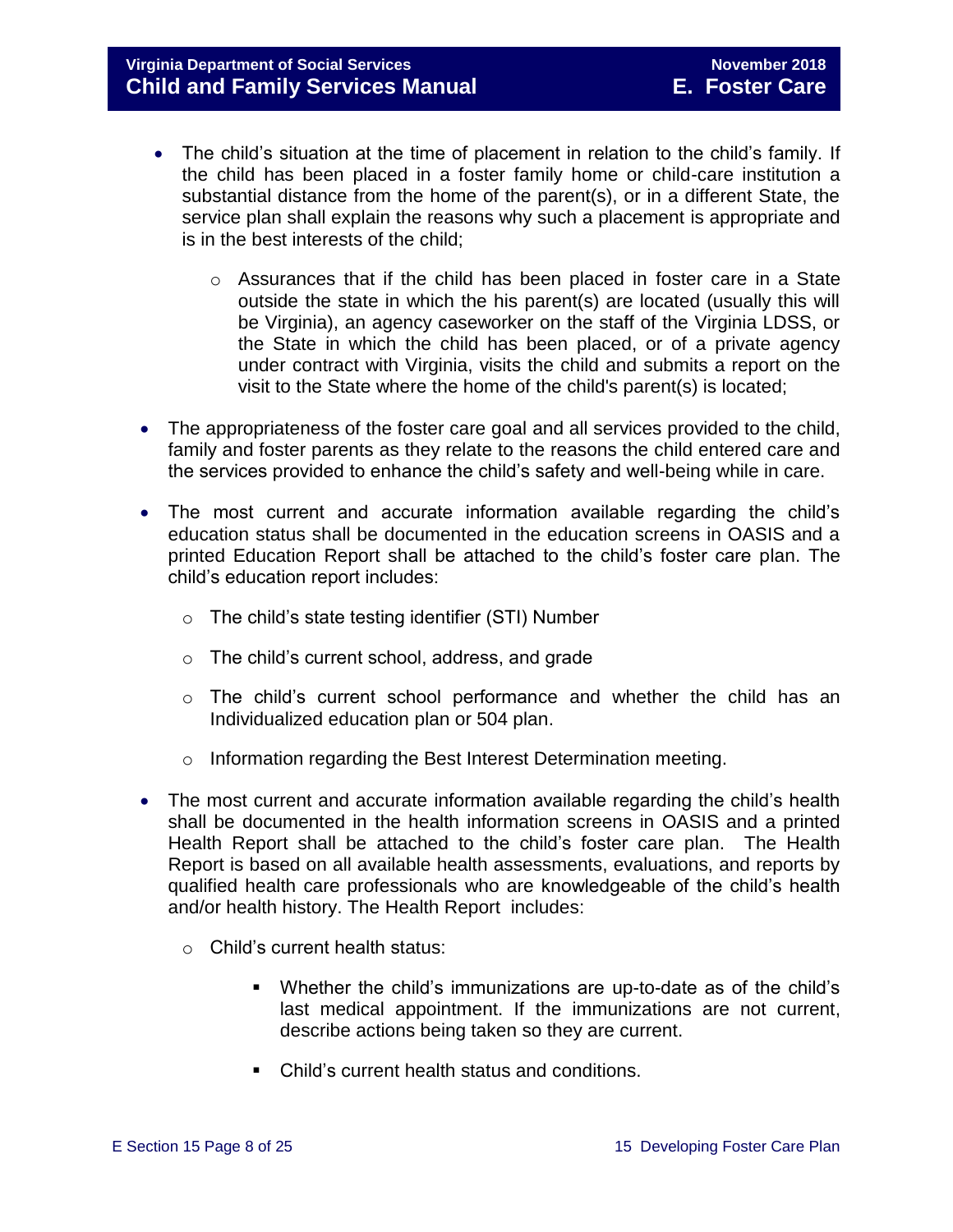- The child's situation at the time of placement in relation to the child's family. If the child has been placed in a foster family home or child-care institution a substantial distance from the home of the parent(s), or in a different State, the service plan shall explain the reasons why such a placement is appropriate and is in the best interests of the child;
    - Assurances that if the child has been placed in foster care in a State outside the state in which the his parent(s) are located (usually this will be Virginia), an agency caseworker on the staff of the Virginia LDSS, or the State in which the child has been placed, or of a private agency under contract with Virginia, visits the child and submits a report on the visit to the State where the home of the child's parent(s) is located;
- The appropriateness of the foster care goal and all services provided to the child, family and foster parents as they relate to the reasons the child entered care and the services provided to enhance the child's safety and well-being while in care.
- The most current and accurate information available regarding the child's education status shall be documented in the education screens in OASIS and a printed Education Report shall be attached to the child's foster care plan. The child's education report includes:
    - The child's state testing identifier (STI) Number
    - The child's current school, address, and grade
    - The child's current school performance and whether the child has an Individualized education plan or 504 plan.
    - Information regarding the Best Interest Determination meeting.
- The most current and accurate information available regarding the child's health shall be documented in the health information screens in OASIS and a printed Health Report shall be attached to the child's foster care plan. The Health Report is based on all available health assessments, evaluations, and reports by qualified health care professionals who are knowledgeable of the child's health and/or health history. The Health Report includes:
    - Child's current health status:
        - Whether the child's immunizations are up-to-date as of the child's last medical appointment. If the immunizations are not current, describe actions being taken so they are current.
        - Child's current health status and conditions.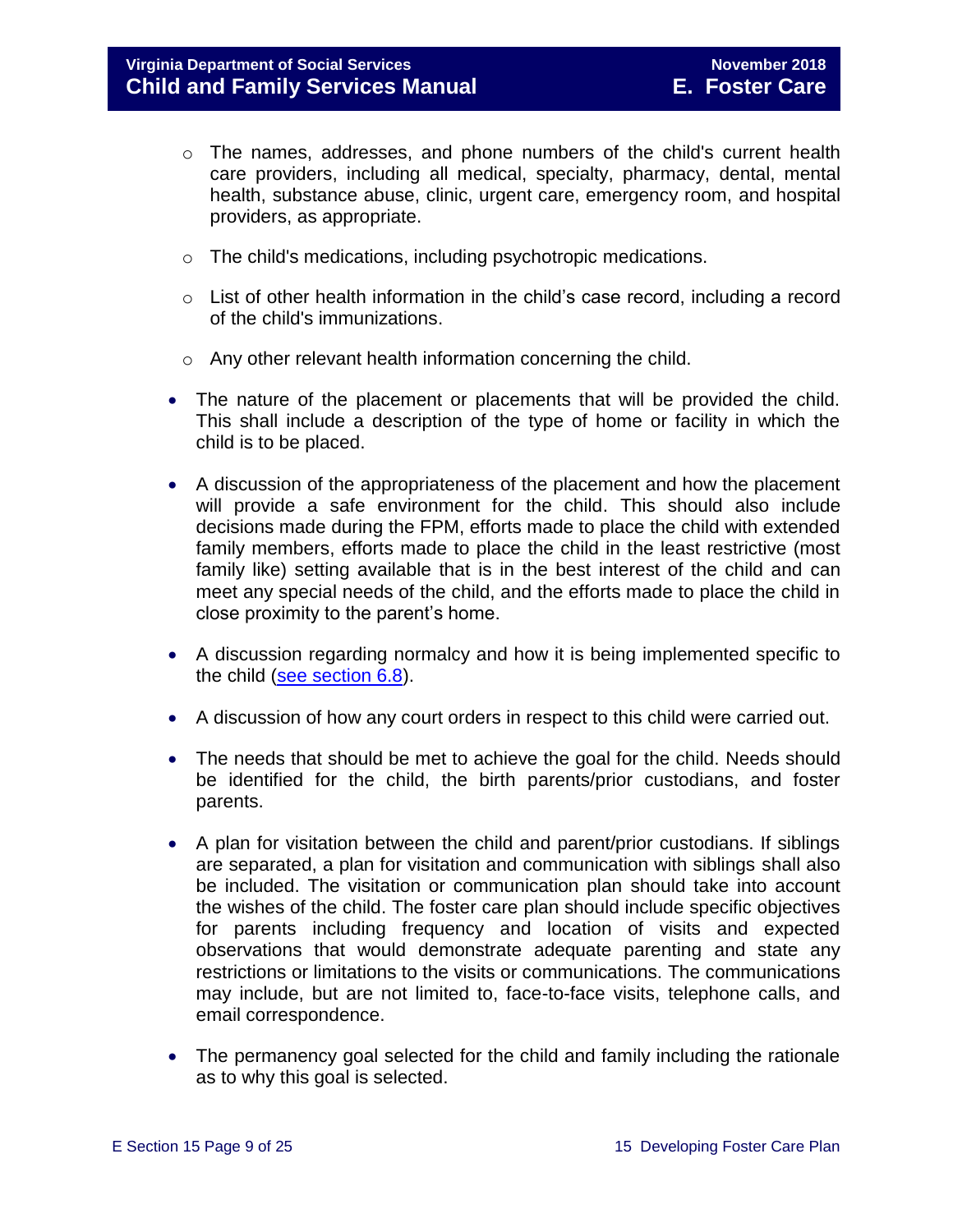- The names, addresses, and phone numbers of the child's current health care providers, including all medical, specialty, pharmacy, dental, mental health, substance abuse, clinic, urgent care, emergency room, and hospital providers, as appropriate.
    - The child's medications, including psychotropic medications.
    - List of other health information in the child's case record, including a record of the child's immunizations.
    - Any other relevant health information concerning the child.

- The nature of the placement or placements that will be provided the child. This shall include a description of the type of home or facility in which the child is to be placed.

- A discussion of the appropriateness of the placement and how the placement will provide a safe environment for the child. This should also include decisions made during the FPM, efforts made to place the child with extended family members, efforts made to place the child in the least restrictive (most family like) setting available that is in the best interest of the child and can meet any special needs of the child, and the efforts made to place the child in close proximity to the parent's home.

- A discussion regarding normalcy and how it is being implemented specific to the child ([see section 6.8](#)).

- A discussion of how any court orders in respect to this child were carried out.

- The needs that should be met to achieve the goal for the child. Needs should be identified for the child, the birth parents/prior custodians, and foster parents.

- A plan for visitation between the child and parent/prior custodians. If siblings are separated, a plan for visitation and communication with siblings shall also be included. The visitation or communication plan should take into account the wishes of the child. The foster care plan should include specific objectives for parents including frequency and location of visits and expected observations that would demonstrate adequate parenting and state any restrictions or limitations to the visits or communications. The communications may include, but are not limited to, face-to-face visits, telephone calls, and email correspondence.

- The permanency goal selected for the child and family including the rationale as to why this goal is selected.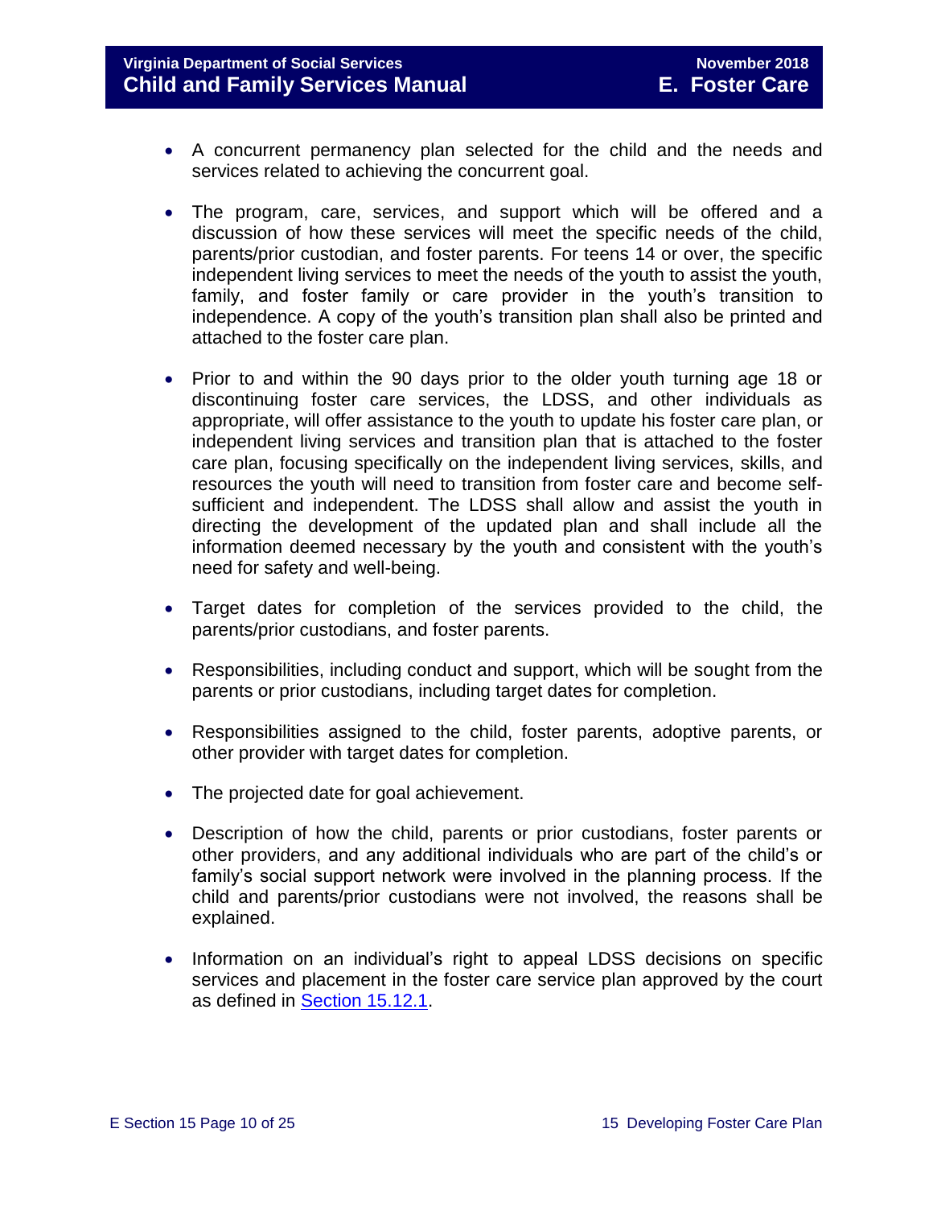- A concurrent permanency plan selected for the child and the needs and services related to achieving the concurrent goal.

- The program, care, services, and support which will be offered and a discussion of how these services will meet the specific needs of the child, parents/prior custodian, and foster parents. For teens 14 or over, the specific independent living services to meet the needs of the youth to assist the youth, family, and foster family or care provider in the youth's transition to independence. A copy of the youth's transition plan shall also be printed and attached to the foster care plan.

- Prior to and within the 90 days prior to the older youth turning age 18 or discontinuing foster care services, the LDSS, and other individuals as appropriate, will offer assistance to the youth to update his foster care plan, or independent living services and transition plan that is attached to the foster care plan, focusing specifically on the independent living services, skills, and resources the youth will need to transition from foster care and become self-sufficient and independent. The LDSS shall allow and assist the youth in directing the development of the updated plan and shall include all the information deemed necessary by the youth and consistent with the youth's need for safety and well-being.

- Target dates for completion of the services provided to the child, the parents/prior custodians, and foster parents.

- Responsibilities, including conduct and support, which will be sought from the parents or prior custodians, including target dates for completion.

- Responsibilities assigned to the child, foster parents, adoptive parents, or other provider with target dates for completion.

- The projected date for goal achievement.

- Description of how the child, parents or prior custodians, foster parents or other providers, and any additional individuals who are part of the child's or family's social support network were involved in the planning process. If the child and parents/prior custodians were not involved, the reasons shall be explained.

- Information on an individual's right to appeal LDSS decisions on specific services and placement in the foster care service plan approved by the court as defined in Section 15.12.1.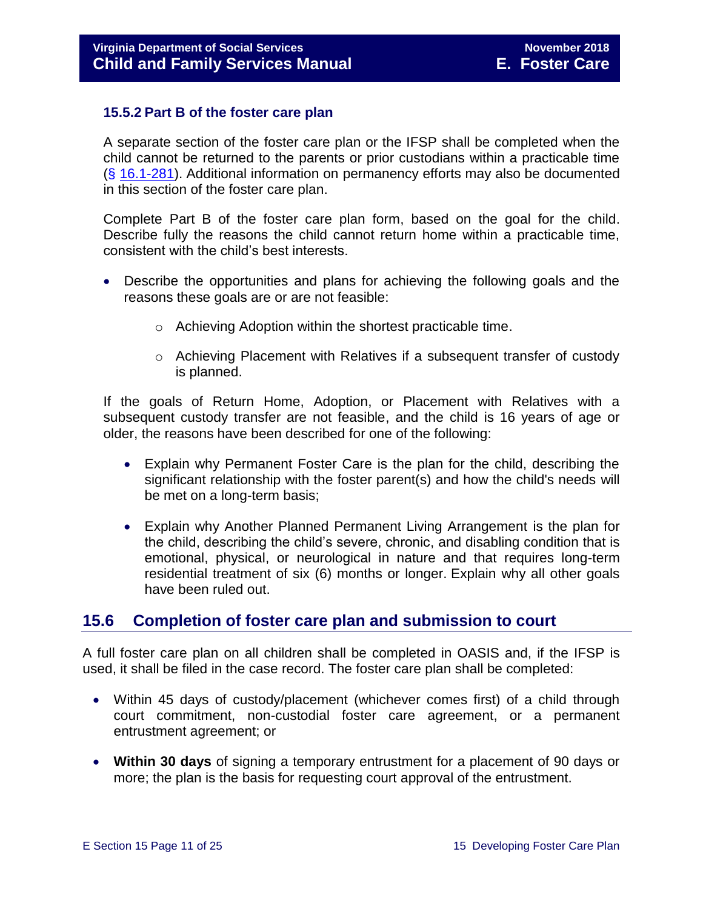### 15.5.2 Part B of the foster care plan

A separate section of the foster care plan or the IFSP shall be completed when the child cannot be returned to the parents or prior custodians within a practicable time (§ 16.1-281). Additional information on permanency efforts may also be documented in this section of the foster care plan.

Complete Part B of the foster care plan form, based on the goal for the child. Describe fully the reasons the child cannot return home within a practicable time, consistent with the child's best interests.

- Describe the opportunities and plans for achieving the following goals and the reasons these goals are or are not feasible:
    - Achieving Adoption within the shortest practicable time.
    - Achieving Placement with Relatives if a subsequent transfer of custody is planned.

If the goals of Return Home, Adoption, or Placement with Relatives with a subsequent custody transfer are not feasible, and the child is 16 years of age or older, the reasons have been described for one of the following:

- Explain why Permanent Foster Care is the plan for the child, describing the significant relationship with the foster parent(s) and how the child's needs will be met on a long-term basis;
- Explain why Another Planned Permanent Living Arrangement is the plan for the child, describing the child's severe, chronic, and disabling condition that is emotional, physical, or neurological in nature and that requires long-term residential treatment of six (6) months or longer. Explain why all other goals have been ruled out.

## 15.6 Completion of foster care plan and submission to court

A full foster care plan on all children shall be completed in OASIS and, if the IFSP is used, it shall be filed in the case record. The foster care plan shall be completed:

- Within 45 days of custody/placement (whichever comes first) of a child through court commitment, non-custodial foster care agreement, or a permanent entrustment agreement; or
- **Within 30 days** of signing a temporary entrustment for a placement of 90 days or more; the plan is the basis for requesting court approval of the entrustment.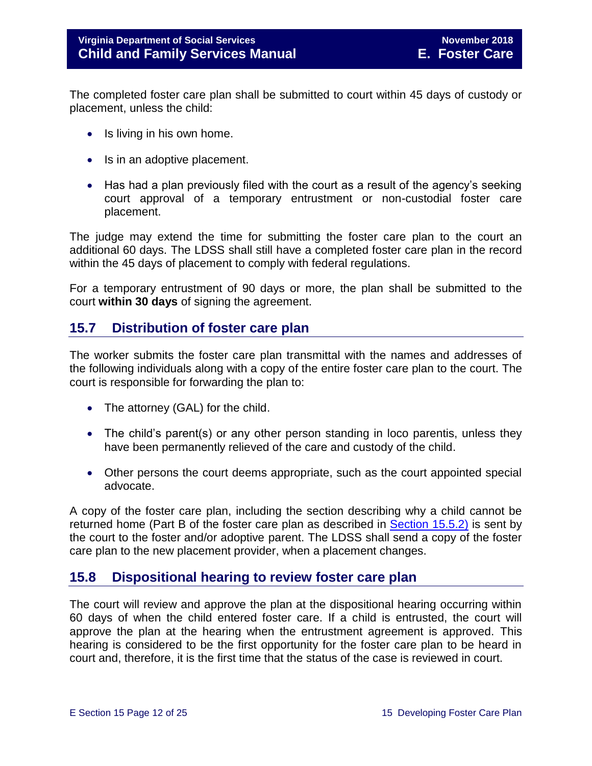The completed foster care plan shall be submitted to court within 45 days of custody or placement, unless the child:

- Is living in his own home.
- Is in an adoptive placement.
- Has had a plan previously filed with the court as a result of the agency's seeking court approval of a temporary entrustment or non-custodial foster care placement.

The judge may extend the time for submitting the foster care plan to the court an additional 60 days. The LDSS shall still have a completed foster care plan in the record within the 45 days of placement to comply with federal regulations.

For a temporary entrustment of 90 days or more, the plan shall be submitted to the court **within 30 days** of signing the agreement.

## 15.7 Distribution of foster care plan

The worker submits the foster care plan transmittal with the names and addresses of the following individuals along with a copy of the entire foster care plan to the court. The court is responsible for forwarding the plan to:

- The attorney (GAL) for the child.
- The child's parent(s) or any other person standing in loco parentis, unless they have been permanently relieved of the care and custody of the child.
- Other persons the court deems appropriate, such as the court appointed special advocate.

A copy of the foster care plan, including the section describing why a child cannot be returned home (Part B of the foster care plan as described in Section 15.5.2) is sent by the court to the foster and/or adoptive parent. The LDSS shall send a copy of the foster care plan to the new placement provider, when a placement changes.

## 15.8 Dispositional hearing to review foster care plan

The court will review and approve the plan at the dispositional hearing occurring within 60 days of when the child entered foster care. If a child is entrusted, the court will approve the plan at the hearing when the entrustment agreement is approved. This hearing is considered to be the first opportunity for the foster care plan to be heard in court and, therefore, it is the first time that the status of the case is reviewed in court.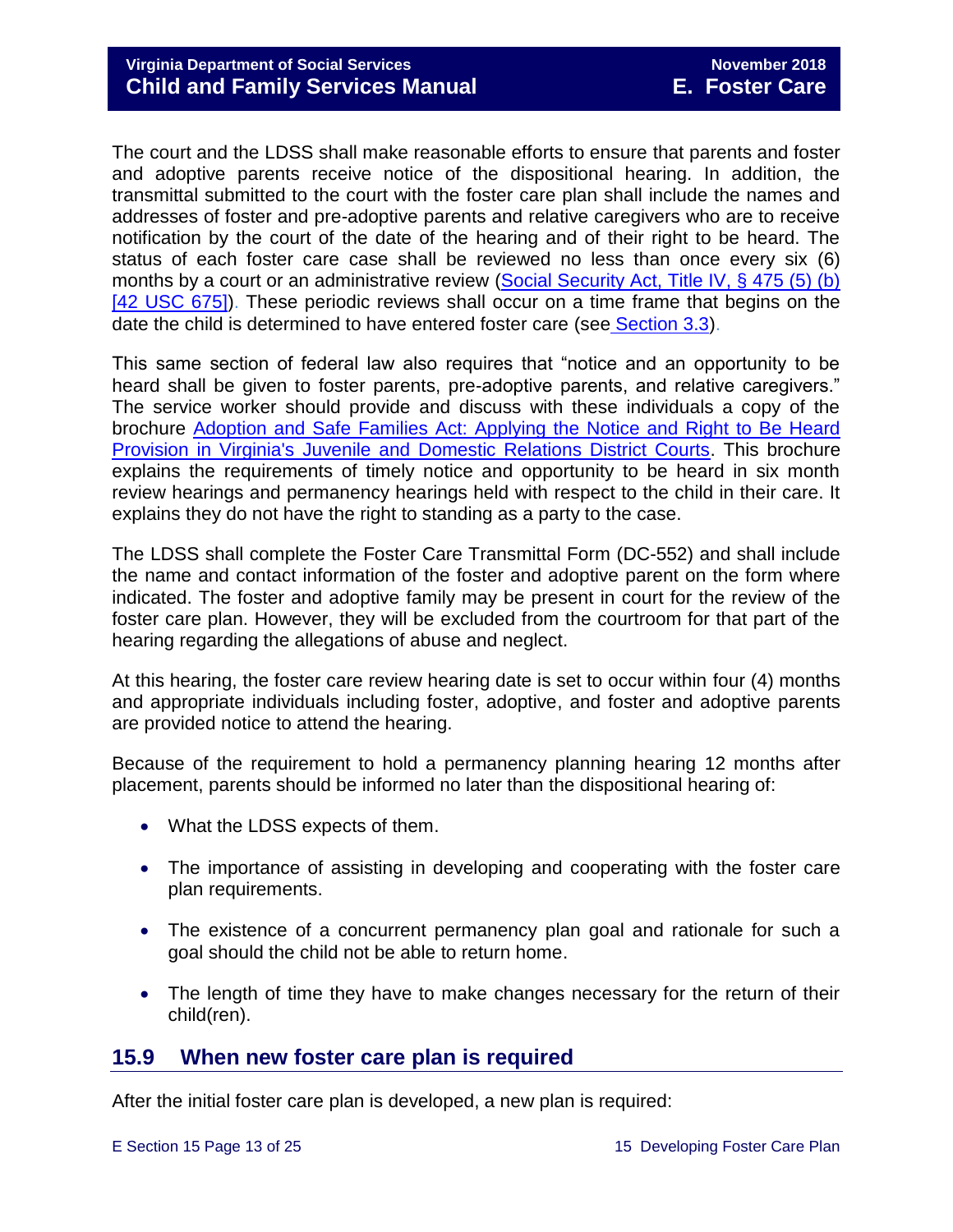The court and the LDSS shall make reasonable efforts to ensure that parents and foster and adoptive parents receive notice of the dispositional hearing. In addition, the transmittal submitted to the court with the foster care plan shall include the names and addresses of foster and pre-adoptive parents and relative caregivers who are to receive notification by the court of the date of the hearing and of their right to be heard. The status of each foster care case shall be reviewed no less than once every six (6) months by a court or an administrative review ([Social Security Act, Title IV, § 475 (5) (b) [42 USC 675]]). These periodic reviews shall occur on a time frame that begins on the date the child is determined to have entered foster care (see [Section 3.3]).

This same section of federal law also requires that "notice and an opportunity to be heard shall be given to foster parents, pre-adoptive parents, and relative caregivers." The service worker should provide and discuss with these individuals a copy of the brochure [Adoption and Safe Families Act: Applying the Notice and Right to Be Heard Provision in Virginia's Juvenile and Domestic Relations District Courts]. This brochure explains the requirements of timely notice and opportunity to be heard in six month review hearings and permanency hearings held with respect to the child in their care. It explains they do not have the right to standing as a party to the case.

The LDSS shall complete the Foster Care Transmittal Form (DC-552) and shall include the name and contact information of the foster and adoptive parent on the form where indicated. The foster and adoptive family may be present in court for the review of the foster care plan. However, they will be excluded from the courtroom for that part of the hearing regarding the allegations of abuse and neglect.

At this hearing, the foster care review hearing date is set to occur within four (4) months and appropriate individuals including foster, adoptive, and foster and adoptive parents are provided notice to attend the hearing.

Because of the requirement to hold a permanency planning hearing 12 months after placement, parents should be informed no later than the dispositional hearing of:

- What the LDSS expects of them.
- The importance of assisting in developing and cooperating with the foster care plan requirements.
- The existence of a concurrent permanency plan goal and rationale for such a goal should the child not be able to return home.
- The length of time they have to make changes necessary for the return of their child(ren).

## 15.9 When new foster care plan is required

After the initial foster care plan is developed, a new plan is required: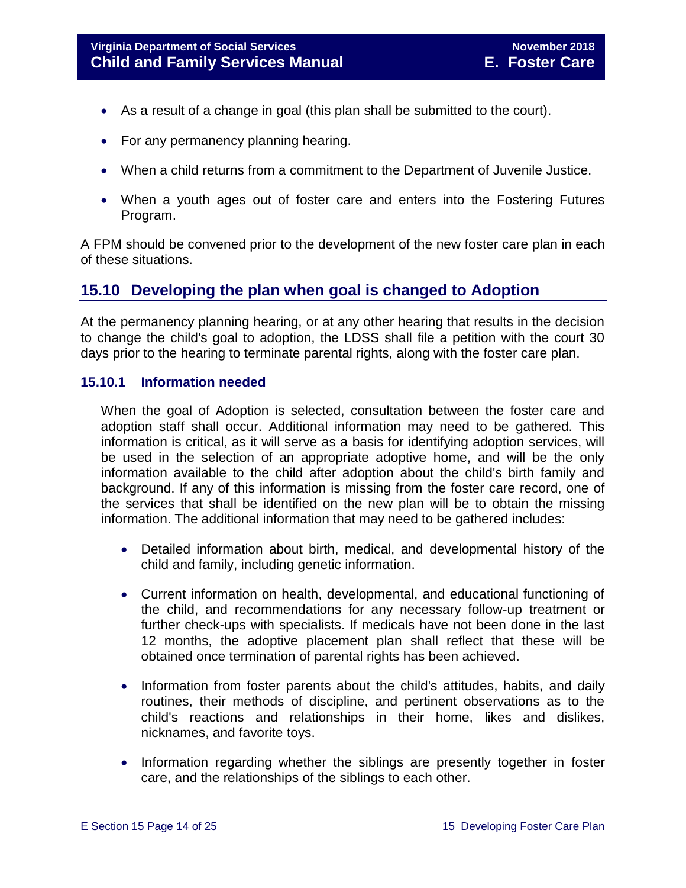- As a result of a change in goal (this plan shall be submitted to the court).
- For any permanency planning hearing.
- When a child returns from a commitment to the Department of Juvenile Justice.
- When a youth ages out of foster care and enters into the Fostering Futures Program.

A FPM should be convened prior to the development of the new foster care plan in each of these situations.

## 15.10 Developing the plan when goal is changed to Adoption

At the permanency planning hearing, or at any other hearing that results in the decision to change the child's goal to adoption, the LDSS shall file a petition with the court 30 days prior to the hearing to terminate parental rights, along with the foster care plan.

### 15.10.1 Information needed

When the goal of Adoption is selected, consultation between the foster care and adoption staff shall occur. Additional information may need to be gathered. This information is critical, as it will serve as a basis for identifying adoption services, will be used in the selection of an appropriate adoptive home, and will be the only information available to the child after adoption about the child's birth family and background. If any of this information is missing from the foster care record, one of the services that shall be identified on the new plan will be to obtain the missing information. The additional information that may need to be gathered includes:

- Detailed information about birth, medical, and developmental history of the child and family, including genetic information.
- Current information on health, developmental, and educational functioning of the child, and recommendations for any necessary follow-up treatment or further check-ups with specialists. If medicals have not been done in the last 12 months, the adoptive placement plan shall reflect that these will be obtained once termination of parental rights has been achieved.
- Information from foster parents about the child's attitudes, habits, and daily routines, their methods of discipline, and pertinent observations as to the child's reactions and relationships in their home, likes and dislikes, nicknames, and favorite toys.
- Information regarding whether the siblings are presently together in foster care, and the relationships of the siblings to each other.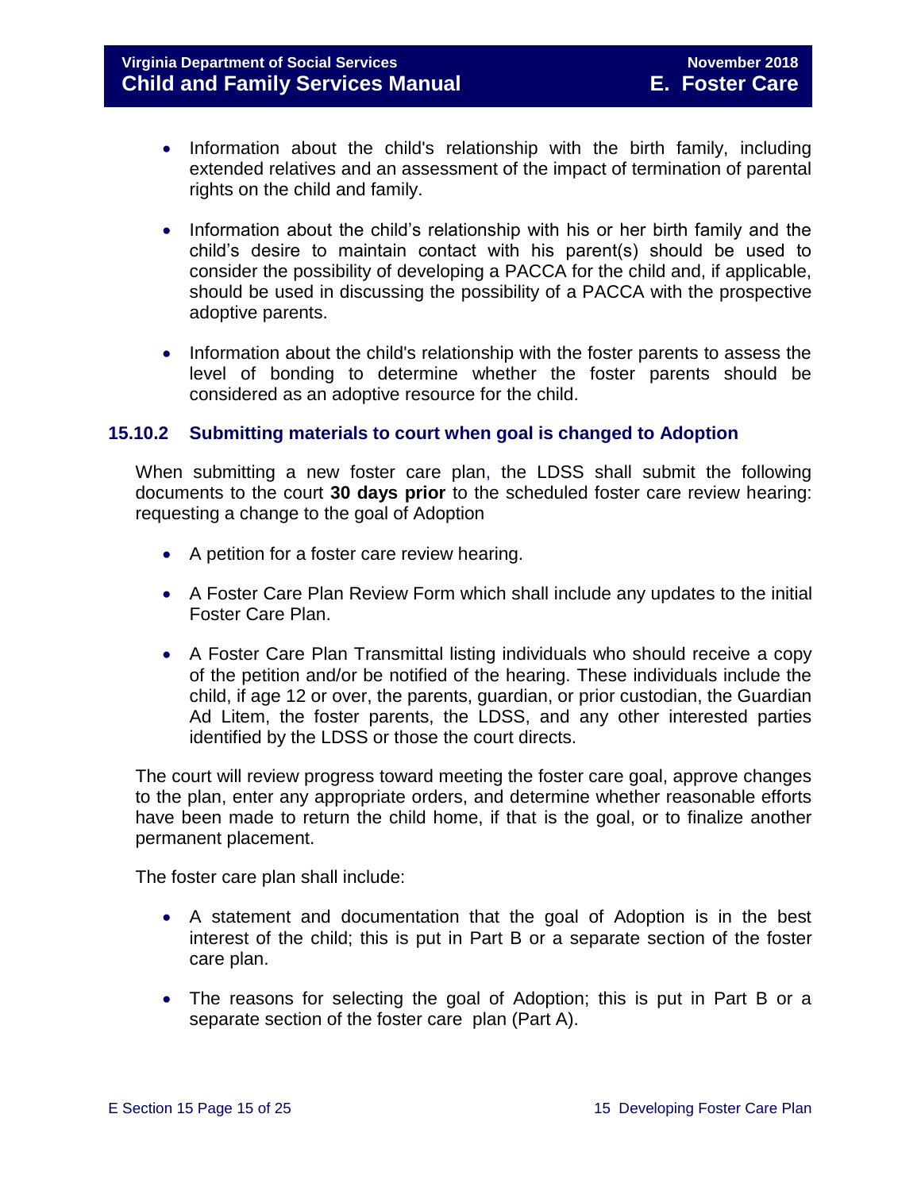- Information about the child's relationship with the birth family, including extended relatives and an assessment of the impact of termination of parental rights on the child and family.
- Information about the child's relationship with his or her birth family and the child's desire to maintain contact with his parent(s) should be used to consider the possibility of developing a PACCA for the child and, if applicable, should be used in discussing the possibility of a PACCA with the prospective adoptive parents.
- Information about the child's relationship with the foster parents to assess the level of bonding to determine whether the foster parents should be considered as an adoptive resource for the child.

### 15.10.2 Submitting materials to court when goal is changed to Adoption

When submitting a new foster care plan, the LDSS shall submit the following documents to the court **30 days prior** to the scheduled foster care review hearing: requesting a change to the goal of Adoption

- A petition for a foster care review hearing.
- A Foster Care Plan Review Form which shall include any updates to the initial Foster Care Plan.
- A Foster Care Plan Transmittal listing individuals who should receive a copy of the petition and/or be notified of the hearing. These individuals include the child, if age 12 or over, the parents, guardian, or prior custodian, the Guardian Ad Litem, the foster parents, the LDSS, and any other interested parties identified by the LDSS or those the court directs.

The court will review progress toward meeting the foster care goal, approve changes to the plan, enter any appropriate orders, and determine whether reasonable efforts have been made to return the child home, if that is the goal, or to finalize another permanent placement.

The foster care plan shall include:

- A statement and documentation that the goal of Adoption is in the best interest of the child; this is put in Part B or a separate section of the foster care plan.
- The reasons for selecting the goal of Adoption; this is put in Part B or a separate section of the foster care plan (Part A).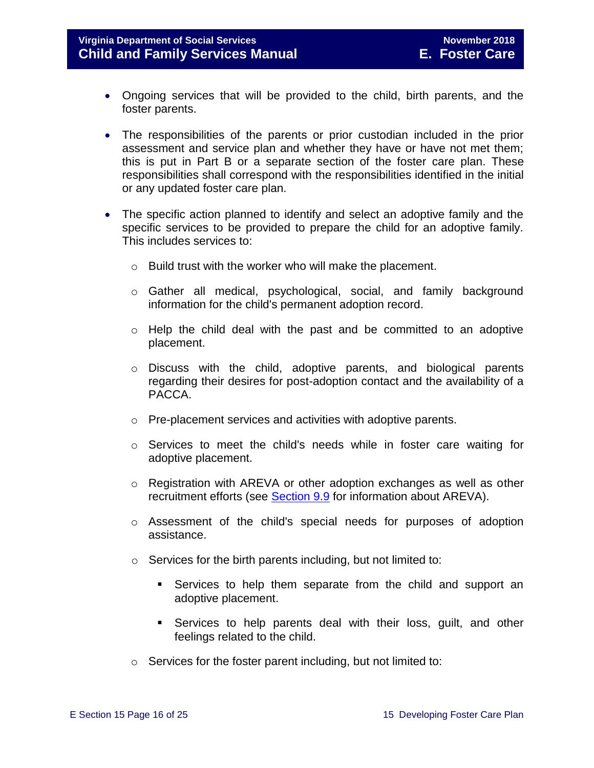- Ongoing services that will be provided to the child, birth parents, and the foster parents.

- The responsibilities of the parents or prior custodian included in the prior assessment and service plan and whether they have or have not met them; this is put in Part B or a separate section of the foster care plan. These responsibilities shall correspond with the responsibilities identified in the initial or any updated foster care plan.

- The specific action planned to identify and select an adoptive family and the specific services to be provided to prepare the child for an adoptive family. This includes services to:

    - Build trust with the worker who will make the placement.

    - Gather all medical, psychological, social, and family background information for the child's permanent adoption record.

    - Help the child deal with the past and be committed to an adoptive placement.

    - Discuss with the child, adoptive parents, and biological parents regarding their desires for post-adoption contact and the availability of a PACCA.

    - Pre-placement services and activities with adoptive parents.

    - Services to meet the child's needs while in foster care waiting for adoptive placement.

    - Registration with AREVA or other adoption exchanges as well as other recruitment efforts (see Section 9.9 for information about AREVA).

    - Assessment of the child's special needs for purposes of adoption assistance.

    - Services for the birth parents including, but not limited to:

        - Services to help them separate from the child and support an adoptive placement.

        - Services to help parents deal with their loss, guilt, and other feelings related to the child.

    - Services for the foster parent including, but not limited to: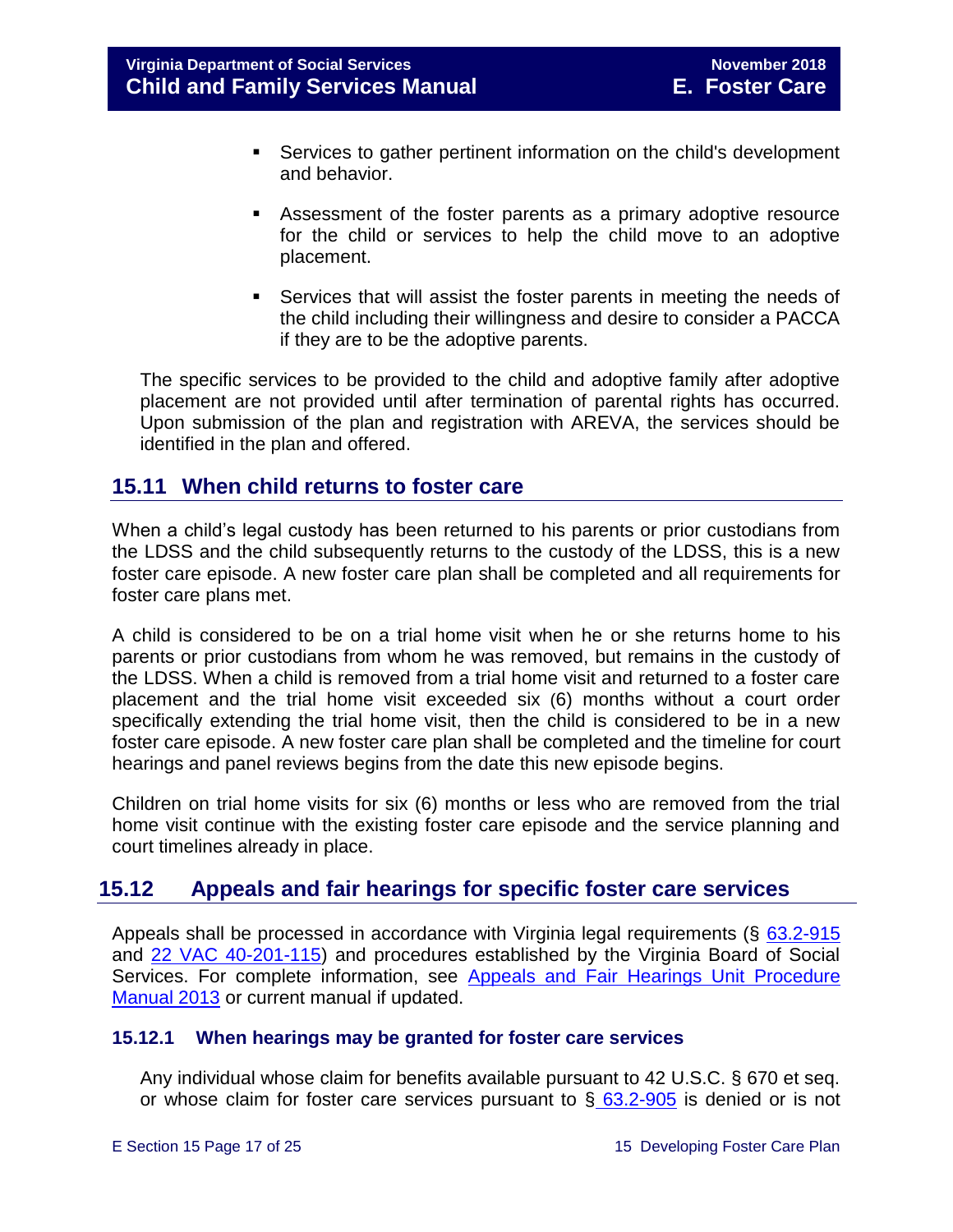- Services to gather pertinent information on the child's development and behavior.
- Assessment of the foster parents as a primary adoptive resource for the child or services to help the child move to an adoptive placement.
- Services that will assist the foster parents in meeting the needs of the child including their willingness and desire to consider a PACCA if they are to be the adoptive parents.

The specific services to be provided to the child and adoptive family after adoptive placement are not provided until after termination of parental rights has occurred. Upon submission of the plan and registration with AREVA, the services should be identified in the plan and offered.

## 15.11 When child returns to foster care

When a child's legal custody has been returned to his parents or prior custodians from the LDSS and the child subsequently returns to the custody of the LDSS, this is a new foster care episode. A new foster care plan shall be completed and all requirements for foster care plans met.

A child is considered to be on a trial home visit when he or she returns home to his parents or prior custodians from whom he was removed, but remains in the custody of the LDSS. When a child is removed from a trial home visit and returned to a foster care placement and the trial home visit exceeded six (6) months without a court order specifically extending the trial home visit, then the child is considered to be in a new foster care episode. A new foster care plan shall be completed and the timeline for court hearings and panel reviews begins from the date this new episode begins.

Children on trial home visits for six (6) months or less who are removed from the trial home visit continue with the existing foster care episode and the service planning and court timelines already in place.

## 15.12 Appeals and fair hearings for specific foster care services

Appeals shall be processed in accordance with Virginia legal requirements (§ [63.2-915]() and [22 VAC 40-201-115]()) and procedures established by the Virginia Board of Social Services. For complete information, see [Appeals and Fair Hearings Unit Procedure Manual 2013]() or current manual if updated.

### 15.12.1 When hearings may be granted for foster care services

Any individual whose claim for benefits available pursuant to 42 U.S.C. § 670 et seq. or whose claim for foster care services pursuant to § [63.2-905]() is denied or is not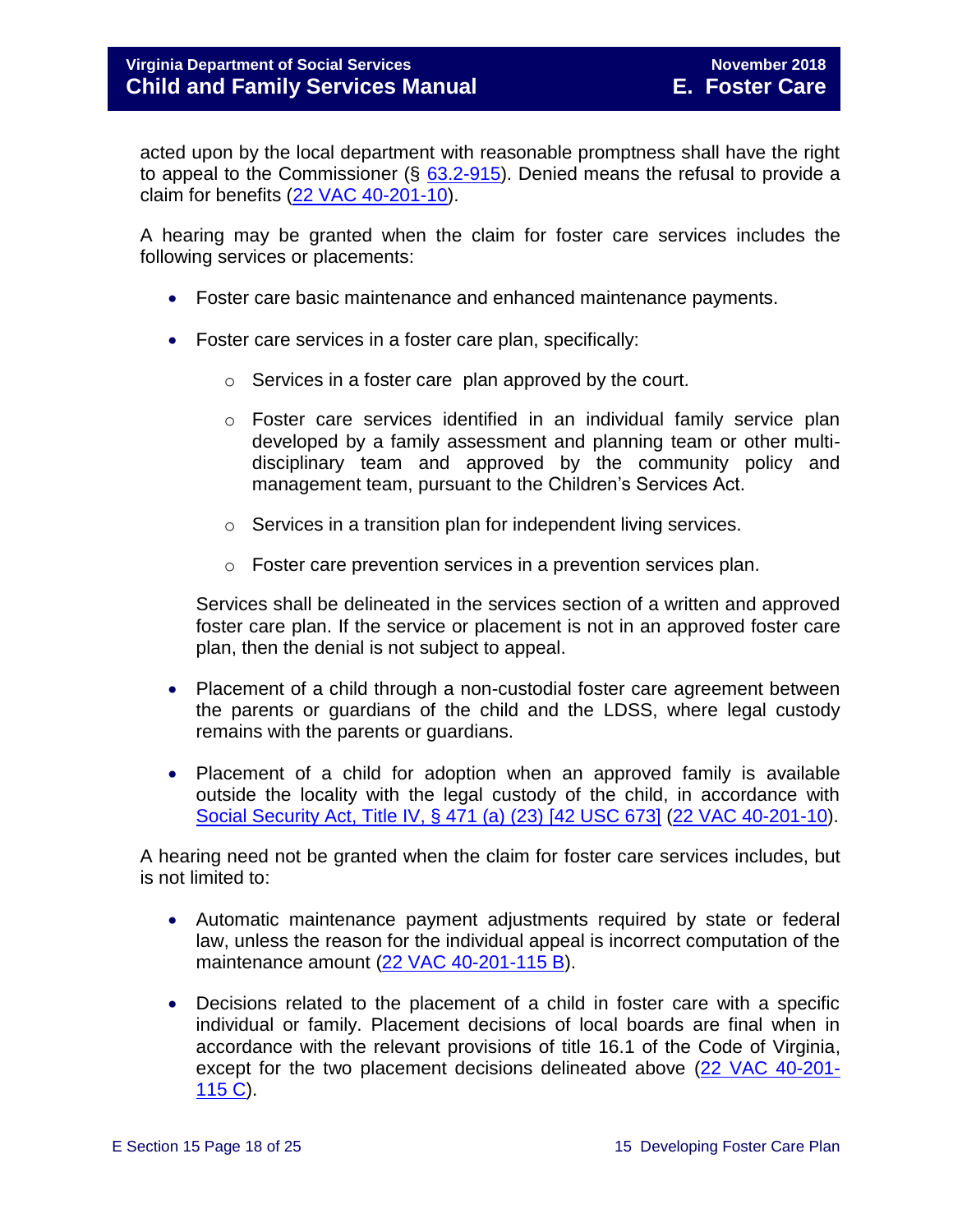acted upon by the local department with reasonable promptness shall have the right to appeal to the Commissioner (§ 63.2-915). Denied means the refusal to provide a claim for benefits (22 VAC 40-201-10).

A hearing may be granted when the claim for foster care services includes the following services or placements:

- Foster care basic maintenance and enhanced maintenance payments.
- Foster care services in a foster care plan, specifically:
  - Services in a foster care plan approved by the court.
  - Foster care services identified in an individual family service plan developed by a family assessment and planning team or other multi-disciplinary team and approved by the community policy and management team, pursuant to the Children's Services Act.
  - Services in a transition plan for independent living services.
  - Foster care prevention services in a prevention services plan.

  Services shall be delineated in the services section of a written and approved foster care plan. If the service or placement is not in an approved foster care plan, then the denial is not subject to appeal.

- Placement of a child through a non-custodial foster care agreement between the parents or guardians of the child and the LDSS, where legal custody remains with the parents or guardians.
- Placement of a child for adoption when an approved family is available outside the locality with the legal custody of the child, in accordance with Social Security Act, Title IV, § 471 (a) (23) [42 USC 673] (22 VAC 40-201-10).

A hearing need not be granted when the claim for foster care services includes, but is not limited to:

- Automatic maintenance payment adjustments required by state or federal law, unless the reason for the individual appeal is incorrect computation of the maintenance amount (22 VAC 40-201-115 B).
- Decisions related to the placement of a child in foster care with a specific individual or family. Placement decisions of local boards are final when in accordance with the relevant provisions of title 16.1 of the Code of Virginia, except for the two placement decisions delineated above (22 VAC 40-201-115 C).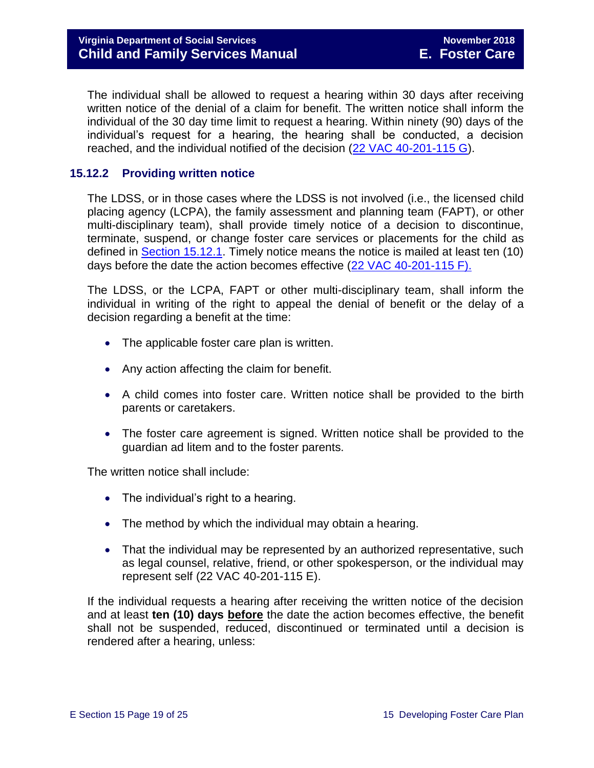The individual shall be allowed to request a hearing within 30 days after receiving written notice of the denial of a claim for benefit. The written notice shall inform the individual of the 30 day time limit to request a hearing. Within ninety (90) days of the individual's request for a hearing, the hearing shall be conducted, a decision reached, and the individual notified of the decision (22 VAC 40-201-115 G).

### 15.12.2 Providing written notice

The LDSS, or in those cases where the LDSS is not involved (i.e., the licensed child placing agency (LCPA), the family assessment and planning team (FAPT), or other multi-disciplinary team), shall provide timely notice of a decision to discontinue, terminate, suspend, or change foster care services or placements for the child as defined in Section 15.12.1. Timely notice means the notice is mailed at least ten (10) days before the date the action becomes effective (22 VAC 40-201-115 F).

The LDSS, or the LCPA, FAPT or other multi-disciplinary team, shall inform the individual in writing of the right to appeal the denial of benefit or the delay of a decision regarding a benefit at the time:

- The applicable foster care plan is written.
- Any action affecting the claim for benefit.
- A child comes into foster care. Written notice shall be provided to the birth parents or caretakers.
- The foster care agreement is signed. Written notice shall be provided to the guardian ad litem and to the foster parents.

The written notice shall include:

- The individual's right to a hearing.
- The method by which the individual may obtain a hearing.
- That the individual may be represented by an authorized representative, such as legal counsel, relative, friend, or other spokesperson, or the individual may represent self (22 VAC 40-201-115 E).

If the individual requests a hearing after receiving the written notice of the decision and at least **ten (10) days <u>before</u>** the date the action becomes effective, the benefit shall not be suspended, reduced, discontinued or terminated until a decision is rendered after a hearing, unless: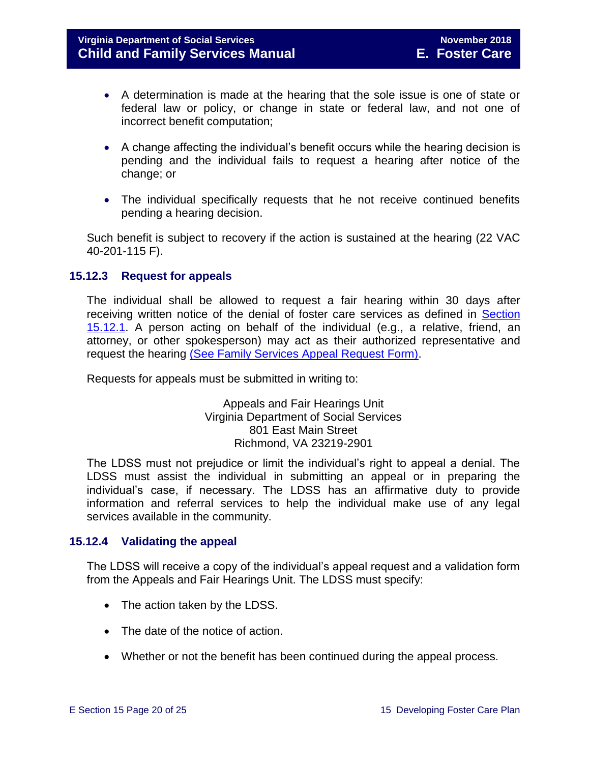- A determination is made at the hearing that the sole issue is one of state or federal law or policy, or change in state or federal law, and not one of incorrect benefit computation;

- A change affecting the individual's benefit occurs while the hearing decision is pending and the individual fails to request a hearing after notice of the change; or

- The individual specifically requests that he not receive continued benefits pending a hearing decision.

Such benefit is subject to recovery if the action is sustained at the hearing (22 VAC 40-201-115 F).

### 15.12.3 Request for appeals

The individual shall be allowed to request a fair hearing within 30 days after receiving written notice of the denial of foster care services as defined in Section 15.12.1. A person acting on behalf of the individual (e.g., a relative, friend, an attorney, or other spokesperson) may act as their authorized representative and request the hearing (See Family Services Appeal Request Form).

Requests for appeals must be submitted in writing to:

Appeals and Fair Hearings Unit
Virginia Department of Social Services
801 East Main Street
Richmond, VA 23219-2901

The LDSS must not prejudice or limit the individual's right to appeal a denial. The LDSS must assist the individual in submitting an appeal or in preparing the individual's case, if necessary. The LDSS has an affirmative duty to provide information and referral services to help the individual make use of any legal services available in the community.

### 15.12.4 Validating the appeal

The LDSS will receive a copy of the individual's appeal request and a validation form from the Appeals and Fair Hearings Unit. The LDSS must specify:

- The action taken by the LDSS.

- The date of the notice of action.

- Whether or not the benefit has been continued during the appeal process.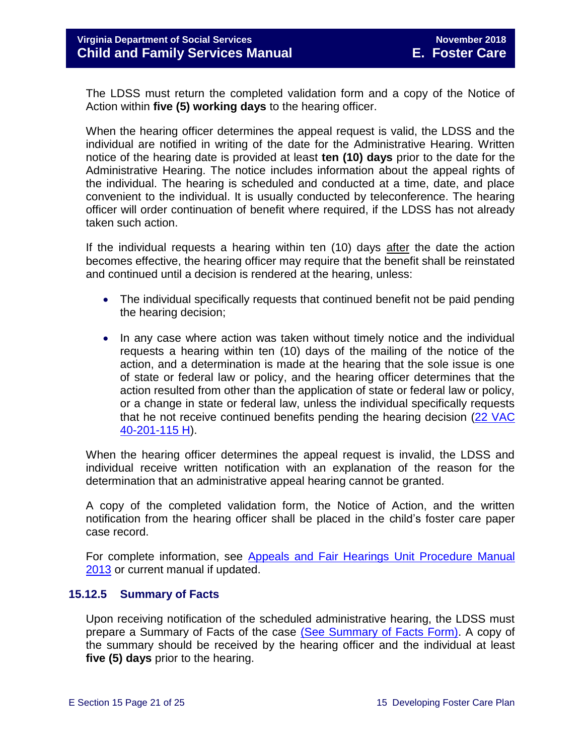The LDSS must return the completed validation form and a copy of the Notice of Action within **five (5) working days** to the hearing officer.

When the hearing officer determines the appeal request is valid, the LDSS and the individual are notified in writing of the date for the Administrative Hearing. Written notice of the hearing date is provided at least **ten (10) days** prior to the date for the Administrative Hearing. The notice includes information about the appeal rights of the individual. The hearing is scheduled and conducted at a time, date, and place convenient to the individual. It is usually conducted by teleconference. The hearing officer will order continuation of benefit where required, if the LDSS has not already taken such action.

If the individual requests a hearing within ten (10) days after the date the action becomes effective, the hearing officer may require that the benefit shall be reinstated and continued until a decision is rendered at the hearing, unless:

- The individual specifically requests that continued benefit not be paid pending the hearing decision;
- In any case where action was taken without timely notice and the individual requests a hearing within ten (10) days of the mailing of the notice of the action, and a determination is made at the hearing that the sole issue is one of state or federal law or policy, and the hearing officer determines that the action resulted from other than the application of state or federal law or policy, or a change in state or federal law, unless the individual specifically requests that he not receive continued benefits pending the hearing decision (22 VAC 40-201-115 H).

When the hearing officer determines the appeal request is invalid, the LDSS and individual receive written notification with an explanation of the reason for the determination that an administrative appeal hearing cannot be granted.

A copy of the completed validation form, the Notice of Action, and the written notification from the hearing officer shall be placed in the child's foster care paper case record.

For complete information, see Appeals and Fair Hearings Unit Procedure Manual 2013 or current manual if updated.

### 15.12.5 Summary of Facts

Upon receiving notification of the scheduled administrative hearing, the LDSS must prepare a Summary of Facts of the case (See Summary of Facts Form). A copy of the summary should be received by the hearing officer and the individual at least **five (5) days** prior to the hearing.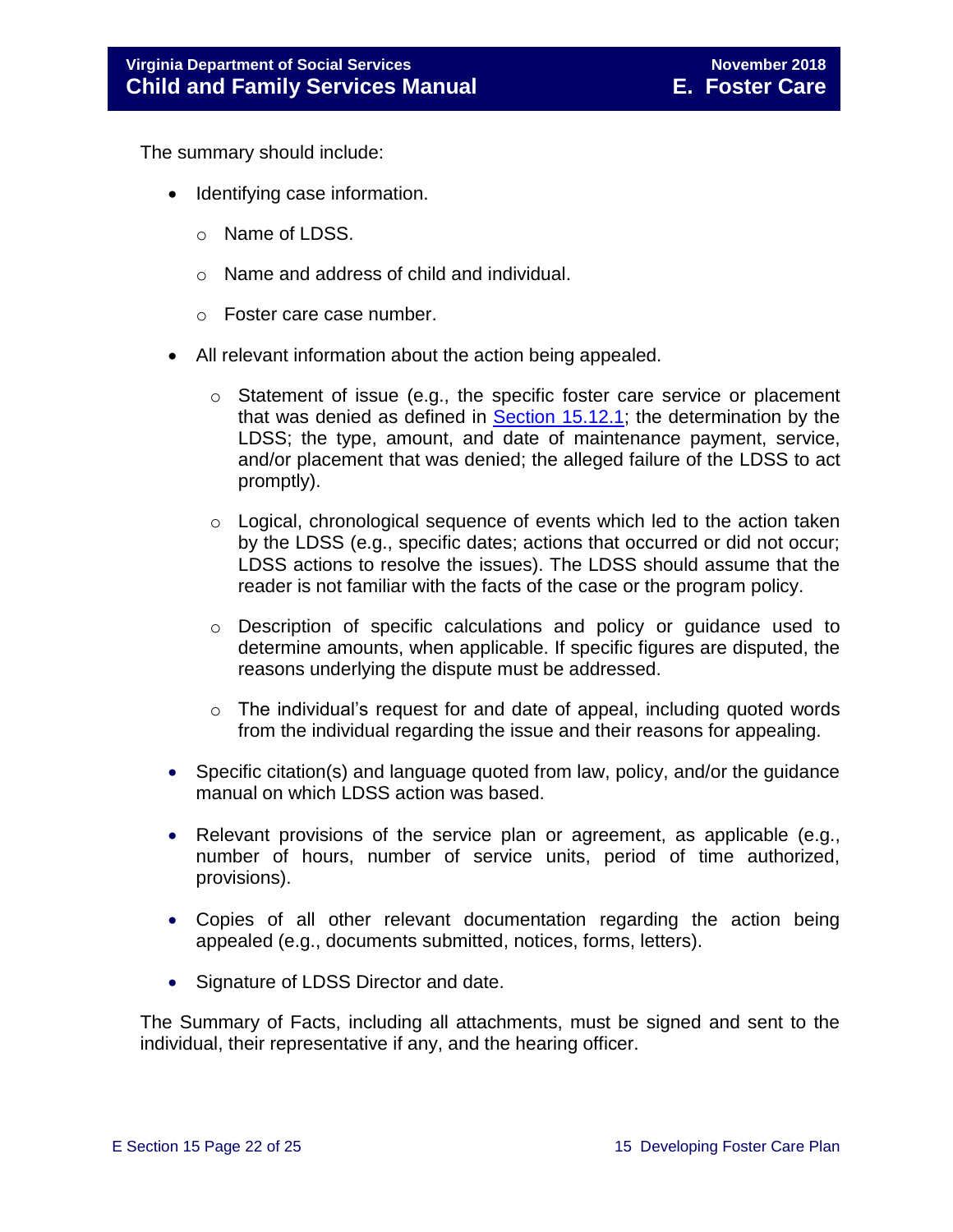The summary should include:

- Identifying case information.
    - Name of LDSS.
    - Name and address of child and individual.
    - Foster care case number.
- All relevant information about the action being appealed.
    - Statement of issue (e.g., the specific foster care service or placement that was denied as defined in Section 15.12.1; the determination by the LDSS; the type, amount, and date of maintenance payment, service, and/or placement that was denied; the alleged failure of the LDSS to act promptly).
    - Logical, chronological sequence of events which led to the action taken by the LDSS (e.g., specific dates; actions that occurred or did not occur; LDSS actions to resolve the issues). The LDSS should assume that the reader is not familiar with the facts of the case or the program policy.
    - Description of specific calculations and policy or guidance used to determine amounts, when applicable. If specific figures are disputed, the reasons underlying the dispute must be addressed.
    - The individual's request for and date of appeal, including quoted words from the individual regarding the issue and their reasons for appealing.
- Specific citation(s) and language quoted from law, policy, and/or the guidance manual on which LDSS action was based.
- Relevant provisions of the service plan or agreement, as applicable (e.g., number of hours, number of service units, period of time authorized, provisions).
- Copies of all other relevant documentation regarding the action being appealed (e.g., documents submitted, notices, forms, letters).
- Signature of LDSS Director and date.

The Summary of Facts, including all attachments, must be signed and sent to the individual, their representative if any, and the hearing officer.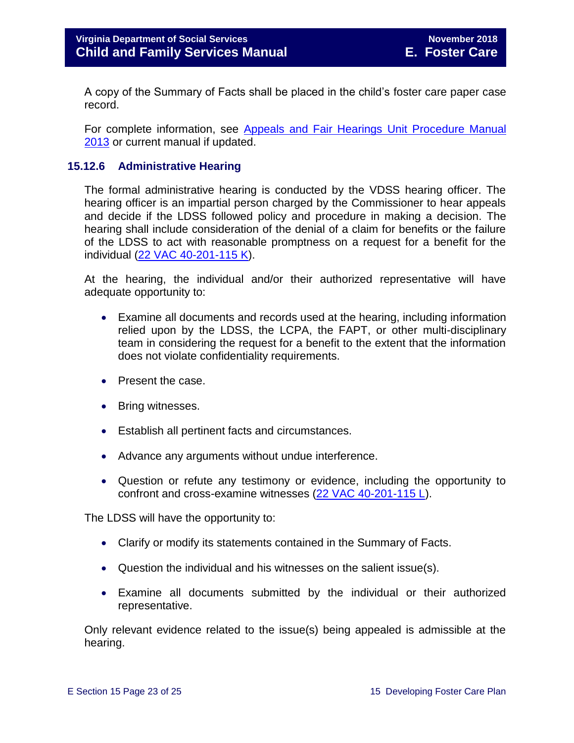A copy of the Summary of Facts shall be placed in the child's foster care paper case record.

For complete information, see [Appeals and Fair Hearings Unit Procedure Manual 2013] or current manual if updated.

### 15.12.6 Administrative Hearing

The formal administrative hearing is conducted by the VDSS hearing officer. The hearing officer is an impartial person charged by the Commissioner to hear appeals and decide if the LDSS followed policy and procedure in making a decision. The hearing shall include consideration of the denial of a claim for benefits or the failure of the LDSS to act with reasonable promptness on a request for a benefit for the individual (22 VAC 40-201-115 K).

At the hearing, the individual and/or their authorized representative will have adequate opportunity to:

- Examine all documents and records used at the hearing, including information relied upon by the LDSS, the LCPA, the FAPT, or other multi-disciplinary team in considering the request for a benefit to the extent that the information does not violate confidentiality requirements.
- Present the case.
- Bring witnesses.
- Establish all pertinent facts and circumstances.
- Advance any arguments without undue interference.
- Question or refute any testimony or evidence, including the opportunity to confront and cross-examine witnesses (22 VAC 40-201-115 L).

The LDSS will have the opportunity to:

- Clarify or modify its statements contained in the Summary of Facts.
- Question the individual and his witnesses on the salient issue(s).
- Examine all documents submitted by the individual or their authorized representative.

Only relevant evidence related to the issue(s) being appealed is admissible at the hearing.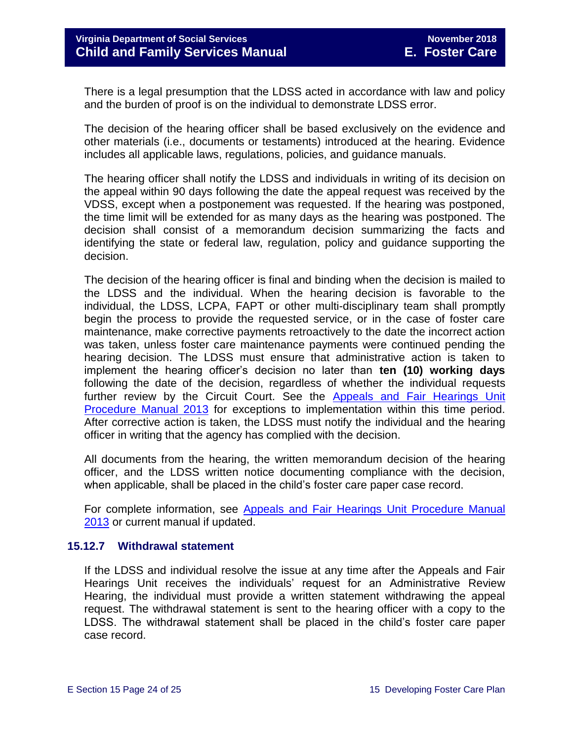There is a legal presumption that the LDSS acted in accordance with law and policy and the burden of proof is on the individual to demonstrate LDSS error.

The decision of the hearing officer shall be based exclusively on the evidence and other materials (i.e., documents or testaments) introduced at the hearing. Evidence includes all applicable laws, regulations, policies, and guidance manuals.

The hearing officer shall notify the LDSS and individuals in writing of its decision on the appeal within 90 days following the date the appeal request was received by the VDSS, except when a postponement was requested. If the hearing was postponed, the time limit will be extended for as many days as the hearing was postponed. The decision shall consist of a memorandum decision summarizing the facts and identifying the state or federal law, regulation, policy and guidance supporting the decision.

The decision of the hearing officer is final and binding when the decision is mailed to the LDSS and the individual. When the hearing decision is favorable to the individual, the LDSS, LCPA, FAPT or other multi-disciplinary team shall promptly begin the process to provide the requested service, or in the case of foster care maintenance, make corrective payments retroactively to the date the incorrect action was taken, unless foster care maintenance payments were continued pending the hearing decision. The LDSS must ensure that administrative action is taken to implement the hearing officer's decision no later than **ten (10) working days** following the date of the decision, regardless of whether the individual requests further review by the Circuit Court. See the [Appeals and Fair Hearings Unit Procedure Manual 2013] for exceptions to implementation within this time period. After corrective action is taken, the LDSS must notify the individual and the hearing officer in writing that the agency has complied with the decision.

All documents from the hearing, the written memorandum decision of the hearing officer, and the LDSS written notice documenting compliance with the decision, when applicable, shall be placed in the child's foster care paper case record.

For complete information, see [Appeals and Fair Hearings Unit Procedure Manual 2013] or current manual if updated.

### 15.12.7 Withdrawal statement

If the LDSS and individual resolve the issue at any time after the Appeals and Fair Hearings Unit receives the individuals' request for an Administrative Review Hearing, the individual must provide a written statement withdrawing the appeal request. The withdrawal statement is sent to the hearing officer with a copy to the LDSS. The withdrawal statement shall be placed in the child's foster care paper case record.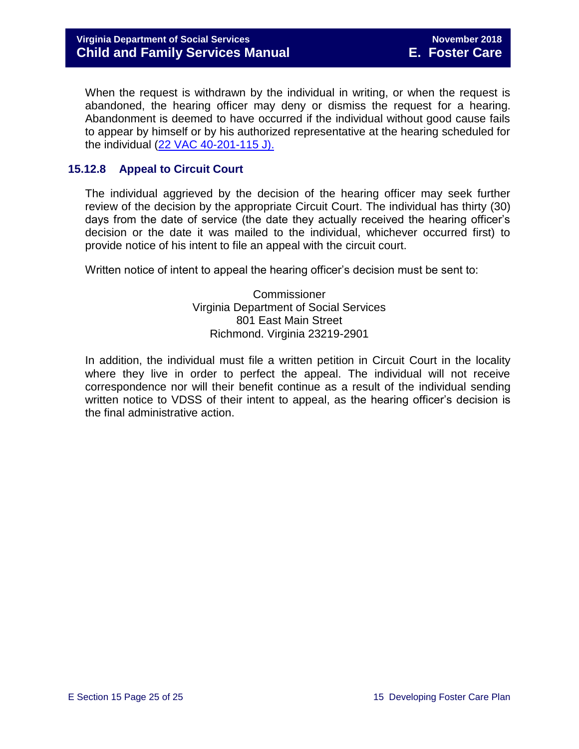When the request is withdrawn by the individual in writing, or when the request is abandoned, the hearing officer may deny or dismiss the request for a hearing. Abandonment is deemed to have occurred if the individual without good cause fails to appear by himself or by his authorized representative at the hearing scheduled for the individual (22 VAC 40-201-115 J).

### 15.12.8 Appeal to Circuit Court

The individual aggrieved by the decision of the hearing officer may seek further review of the decision by the appropriate Circuit Court. The individual has thirty (30) days from the date of service (the date they actually received the hearing officer's decision or the date it was mailed to the individual, whichever occurred first) to provide notice of his intent to file an appeal with the circuit court.

Written notice of intent to appeal the hearing officer's decision must be sent to:

Commissioner
Virginia Department of Social Services
801 East Main Street
Richmond. Virginia 23219-2901

In addition, the individual must file a written petition in Circuit Court in the locality where they live in order to perfect the appeal. The individual will not receive correspondence nor will their benefit continue as a result of the individual sending written notice to VDSS of their intent to appeal, as the hearing officer's decision is the final administrative action.